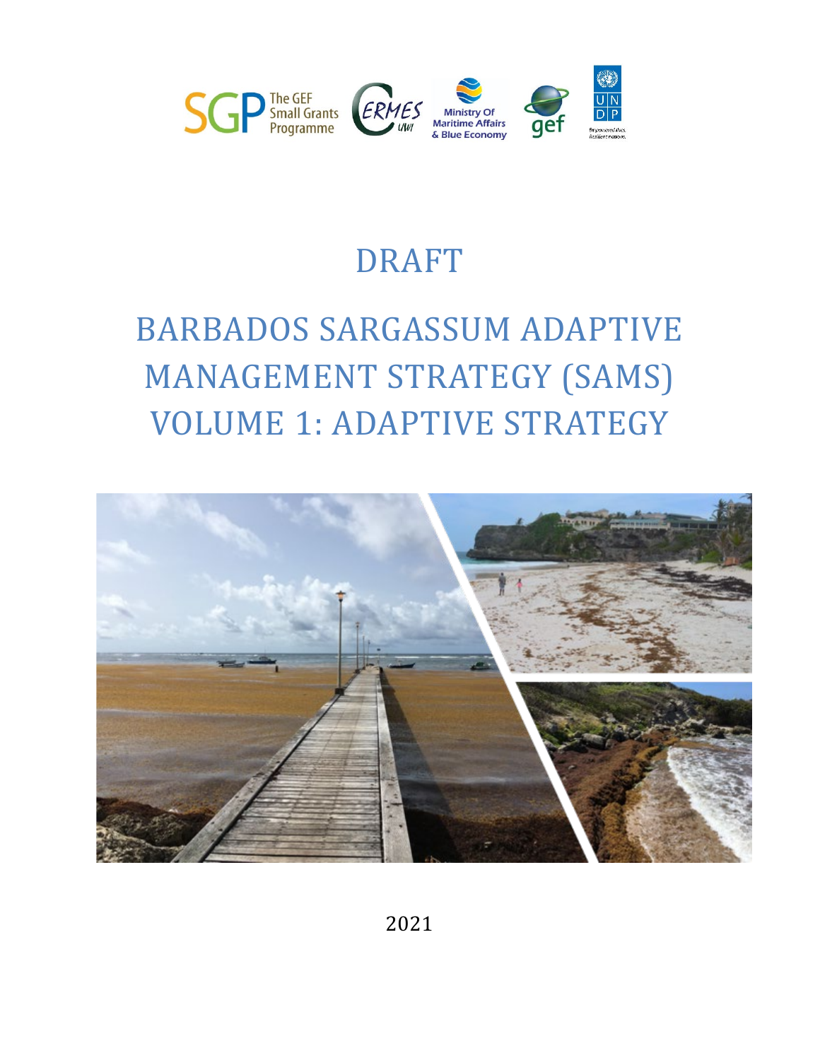DRAFT

# BARBADOS SARGASSUM ADAPTIVE MANAGEMENT STRATEGY (SAMS) VOLUME 1: ADAPTIVE STRATEGY

2021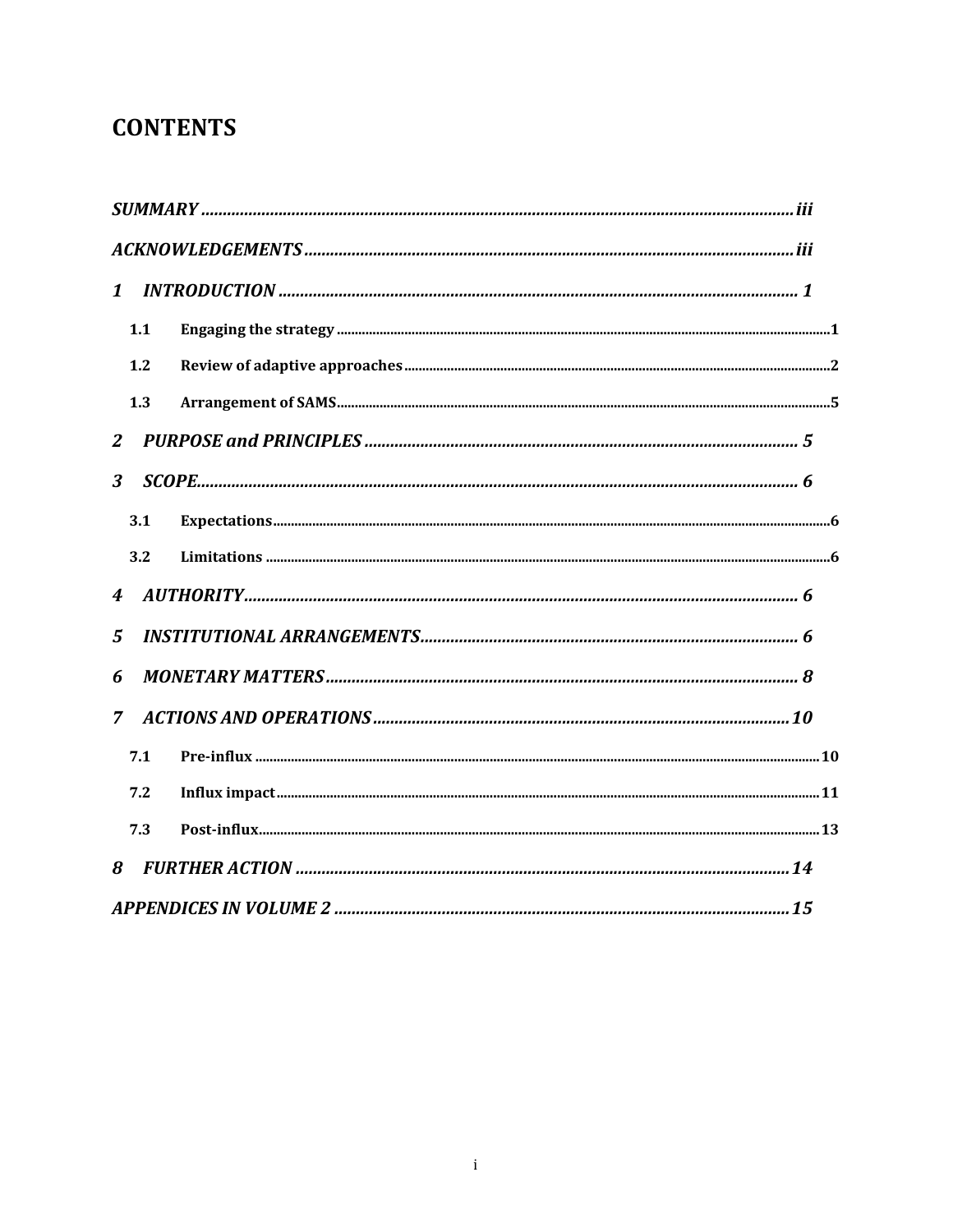# CONTENTS

*SUMMARY* .......... *iii*

*ACKNOWLEDGEMENTS* .......... *iii*

*1 INTRODUCTION* .......... *1*

- **1.1 Engaging the strategy** .......... 1
- **1.2 Review of adaptive approaches** .......... 2
- **1.3 Arrangement of SAMS** .......... 5

*2 PURPOSE and PRINCIPLES* .......... *5*

*3 SCOPE* .......... *6*

- **3.1 Expectations** .......... 6
- **3.2 Limitations** .......... 6

*4 AUTHORITY* .......... *6*

*5 INSTITUTIONAL ARRANGEMENTS* .......... *6*

*6 MONETARY MATTERS* .......... *8*

*7 ACTIONS AND OPERATIONS* .......... *10*

- **7.1 Pre-influx** .......... 10
- **7.2 Influx impact** .......... 11
- **7.3 Post-influx** .......... 13

*8 FURTHER ACTION* .......... *14*

*APPENDICES IN VOLUME 2* .......... *15*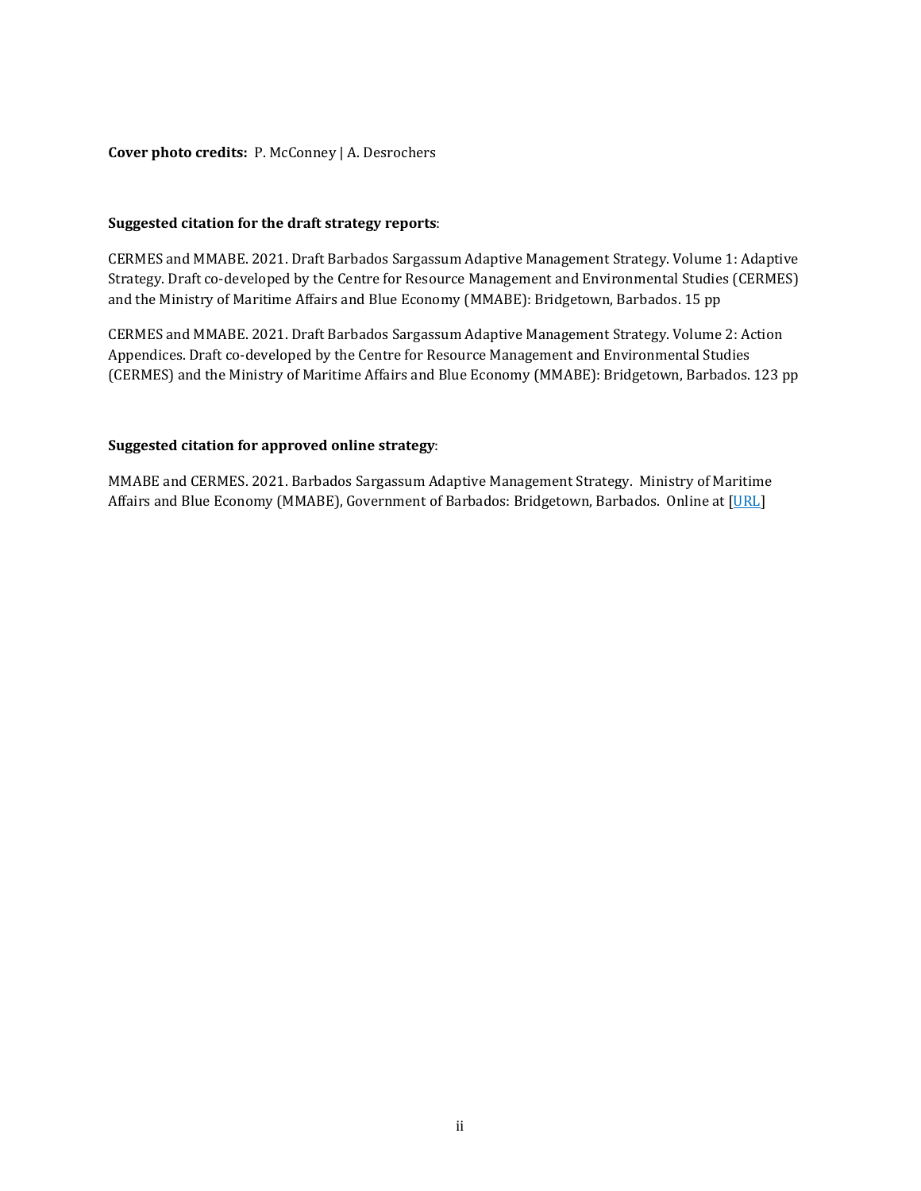**Cover photo credits:** P. McConney | A. Desrochers

**Suggested citation for the draft strategy reports**:

CERMES and MMABE. 2021. Draft Barbados Sargassum Adaptive Management Strategy. Volume 1: Adaptive Strategy. Draft co-developed by the Centre for Resource Management and Environmental Studies (CERMES) and the Ministry of Maritime Affairs and Blue Economy (MMABE): Bridgetown, Barbados. 15 pp

CERMES and MMABE. 2021. Draft Barbados Sargassum Adaptive Management Strategy. Volume 2: Action Appendices. Draft co-developed by the Centre for Resource Management and Environmental Studies (CERMES) and the Ministry of Maritime Affairs and Blue Economy (MMABE): Bridgetown, Barbados. 123 pp

**Suggested citation for approved online strategy**:

MMABE and CERMES. 2021. Barbados Sargassum Adaptive Management Strategy. Ministry of Maritime Affairs and Blue Economy (MMABE), Government of Barbados: Bridgetown, Barbados. Online at [URL]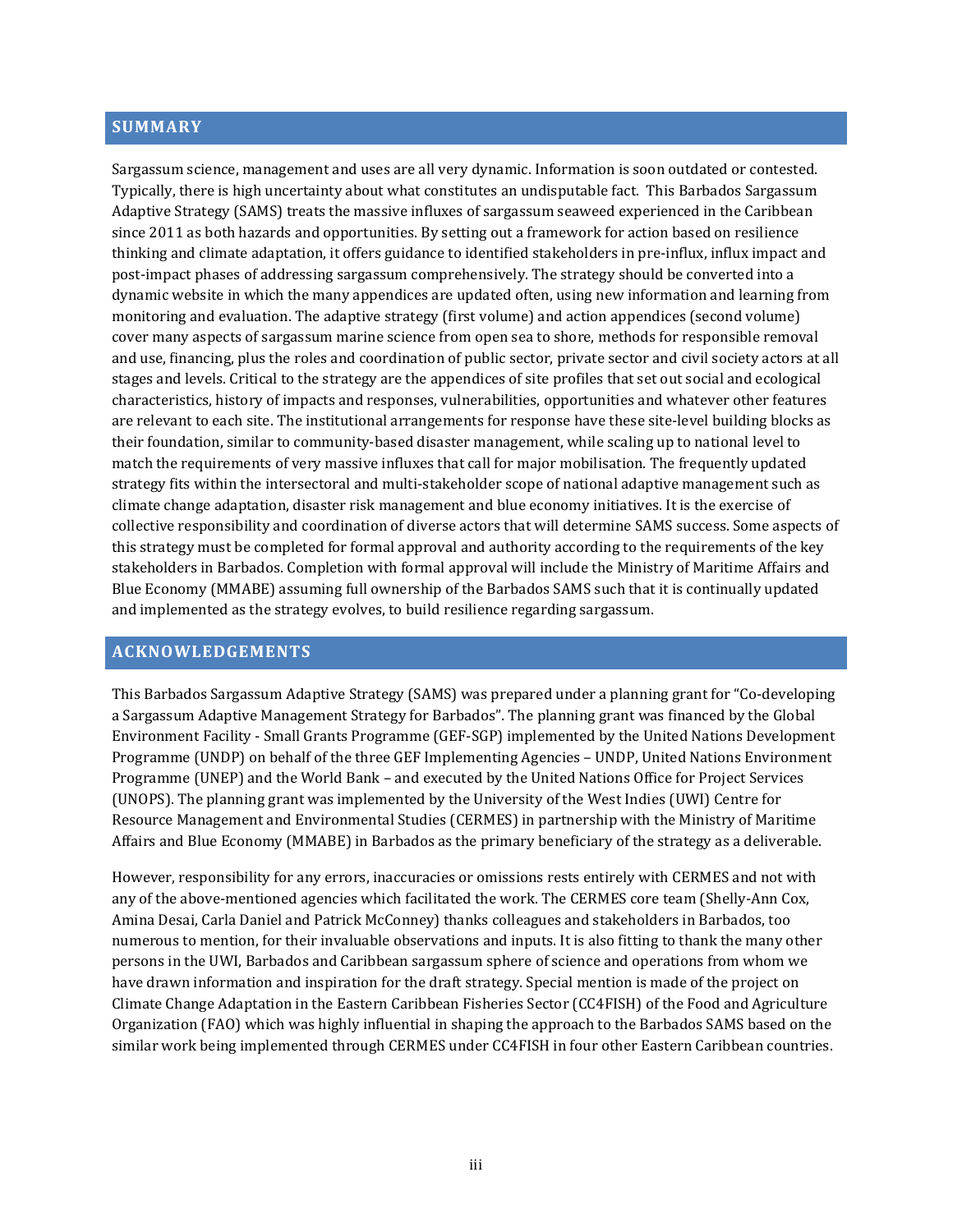## SUMMARY

Sargassum science, management and uses are all very dynamic. Information is soon outdated or contested. Typically, there is high uncertainty about what constitutes an undisputable fact. This Barbados Sargassum Adaptive Strategy (SAMS) treats the massive influxes of sargassum seaweed experienced in the Caribbean since 2011 as both hazards and opportunities. By setting out a framework for action based on resilience thinking and climate adaptation, it offers guidance to identified stakeholders in pre-influx, influx impact and post-impact phases of addressing sargassum comprehensively. The strategy should be converted into a dynamic website in which the many appendices are updated often, using new information and learning from monitoring and evaluation. The adaptive strategy (first volume) and action appendices (second volume) cover many aspects of sargassum marine science from open sea to shore, methods for responsible removal and use, financing, plus the roles and coordination of public sector, private sector and civil society actors at all stages and levels. Critical to the strategy are the appendices of site profiles that set out social and ecological characteristics, history of impacts and responses, vulnerabilities, opportunities and whatever other features are relevant to each site. The institutional arrangements for response have these site-level building blocks as their foundation, similar to community-based disaster management, while scaling up to national level to match the requirements of very massive influxes that call for major mobilisation. The frequently updated strategy fits within the intersectoral and multi-stakeholder scope of national adaptive management such as climate change adaptation, disaster risk management and blue economy initiatives. It is the exercise of collective responsibility and coordination of diverse actors that will determine SAMS success. Some aspects of this strategy must be completed for formal approval and authority according to the requirements of the key stakeholders in Barbados. Completion with formal approval will include the Ministry of Maritime Affairs and Blue Economy (MMABE) assuming full ownership of the Barbados SAMS such that it is continually updated and implemented as the strategy evolves, to build resilience regarding sargassum.

## ACKNOWLEDGEMENTS

This Barbados Sargassum Adaptive Strategy (SAMS) was prepared under a planning grant for "Co-developing a Sargassum Adaptive Management Strategy for Barbados". The planning grant was financed by the Global Environment Facility - Small Grants Programme (GEF-SGP) implemented by the United Nations Development Programme (UNDP) on behalf of the three GEF Implementing Agencies – UNDP, United Nations Environment Programme (UNEP) and the World Bank – and executed by the United Nations Office for Project Services (UNOPS). The planning grant was implemented by the University of the West Indies (UWI) Centre for Resource Management and Environmental Studies (CERMES) in partnership with the Ministry of Maritime Affairs and Blue Economy (MMABE) in Barbados as the primary beneficiary of the strategy as a deliverable.

However, responsibility for any errors, inaccuracies or omissions rests entirely with CERMES and not with any of the above-mentioned agencies which facilitated the work. The CERMES core team (Shelly-Ann Cox, Amina Desai, Carla Daniel and Patrick McConney) thanks colleagues and stakeholders in Barbados, too numerous to mention, for their invaluable observations and inputs. It is also fitting to thank the many other persons in the UWI, Barbados and Caribbean sargassum sphere of science and operations from whom we have drawn information and inspiration for the draft strategy. Special mention is made of the project on Climate Change Adaptation in the Eastern Caribbean Fisheries Sector (CC4FISH) of the Food and Agriculture Organization (FAO) which was highly influential in shaping the approach to the Barbados SAMS based on the similar work being implemented through CERMES under CC4FISH in four other Eastern Caribbean countries.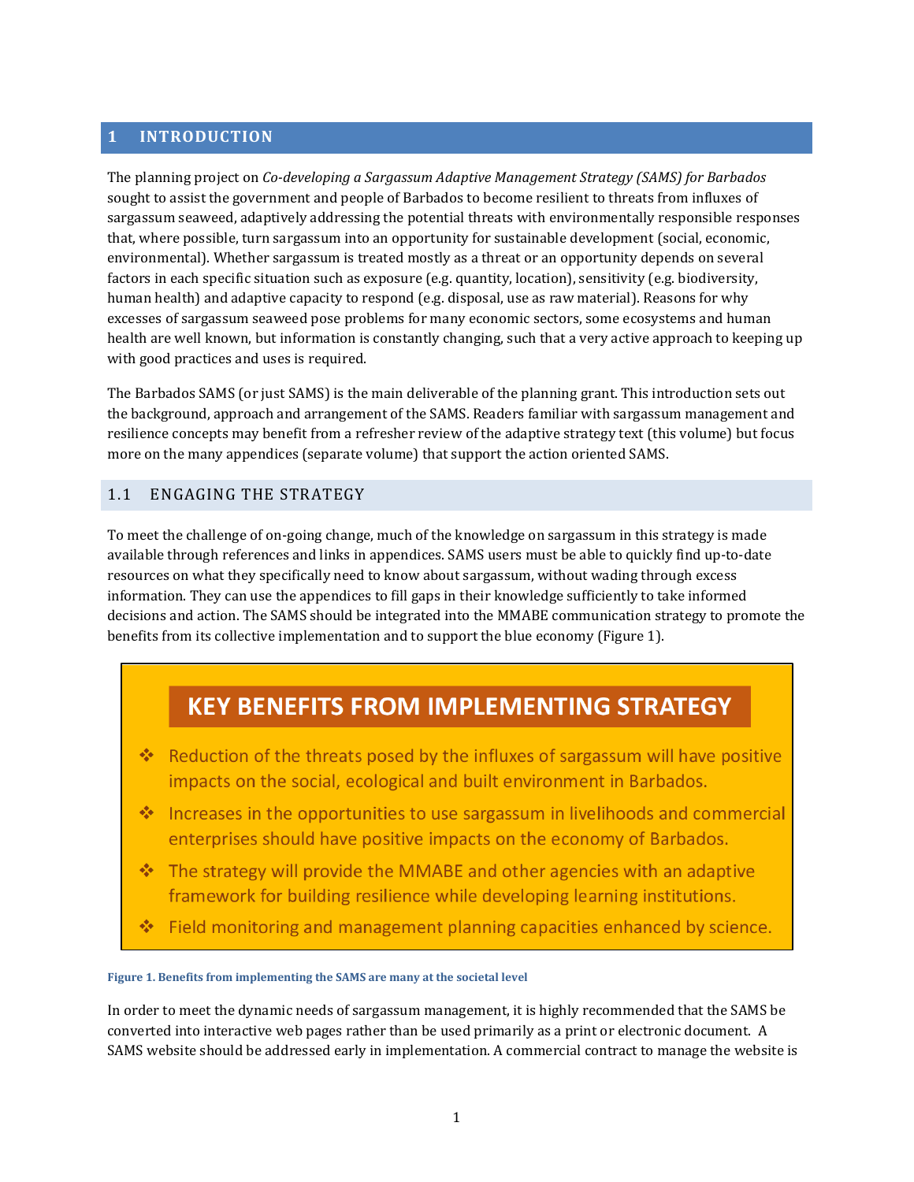# 1 INTRODUCTION

The planning project on *Co-developing a Sargassum Adaptive Management Strategy (SAMS) for Barbados* sought to assist the government and people of Barbados to become resilient to threats from influxes of sargassum seaweed, adaptively addressing the potential threats with environmentally responsible responses that, where possible, turn sargassum into an opportunity for sustainable development (social, economic, environmental). Whether sargassum is treated mostly as a threat or an opportunity depends on several factors in each specific situation such as exposure (e.g. quantity, location), sensitivity (e.g. biodiversity, human health) and adaptive capacity to respond (e.g. disposal, use as raw material). Reasons for why excesses of sargassum seaweed pose problems for many economic sectors, some ecosystems and human health are well known, but information is constantly changing, such that a very active approach to keeping up with good practices and uses is required.

The Barbados SAMS (or just SAMS) is the main deliverable of the planning grant. This introduction sets out the background, approach and arrangement of the SAMS. Readers familiar with sargassum management and resilience concepts may benefit from a refresher review of the adaptive strategy text (this volume) but focus more on the many appendices (separate volume) that support the action oriented SAMS.

## 1.1 ENGAGING THE STRATEGY

To meet the challenge of on-going change, much of the knowledge on sargassum in this strategy is made available through references and links in appendices. SAMS users must be able to quickly find up-to-date resources on what they specifically need to know about sargassum, without wading through excess information. They can use the appendices to fill gaps in their knowledge sufficiently to take informed decisions and action. The SAMS should be integrated into the MMABE communication strategy to promote the benefits from its collective implementation and to support the blue economy (Figure 1).

**KEY BENEFITS FROM IMPLEMENTING STRATEGY**

- Reduction of the threats posed by the influxes of sargassum will have positive impacts on the social, ecological and built environment in Barbados.
- Increases in the opportunities to use sargassum in livelihoods and commercial enterprises should have positive impacts on the economy of Barbados.
- The strategy will provide the MMABE and other agencies with an adaptive framework for building resilience while developing learning institutions.
- Field monitoring and management planning capacities enhanced by science.

**Figure 1. Benefits from implementing the SAMS are many at the societal level**

In order to meet the dynamic needs of sargassum management, it is highly recommended that the SAMS be converted into interactive web pages rather than be used primarily as a print or electronic document. A SAMS website should be addressed early in implementation. A commercial contract to manage the website is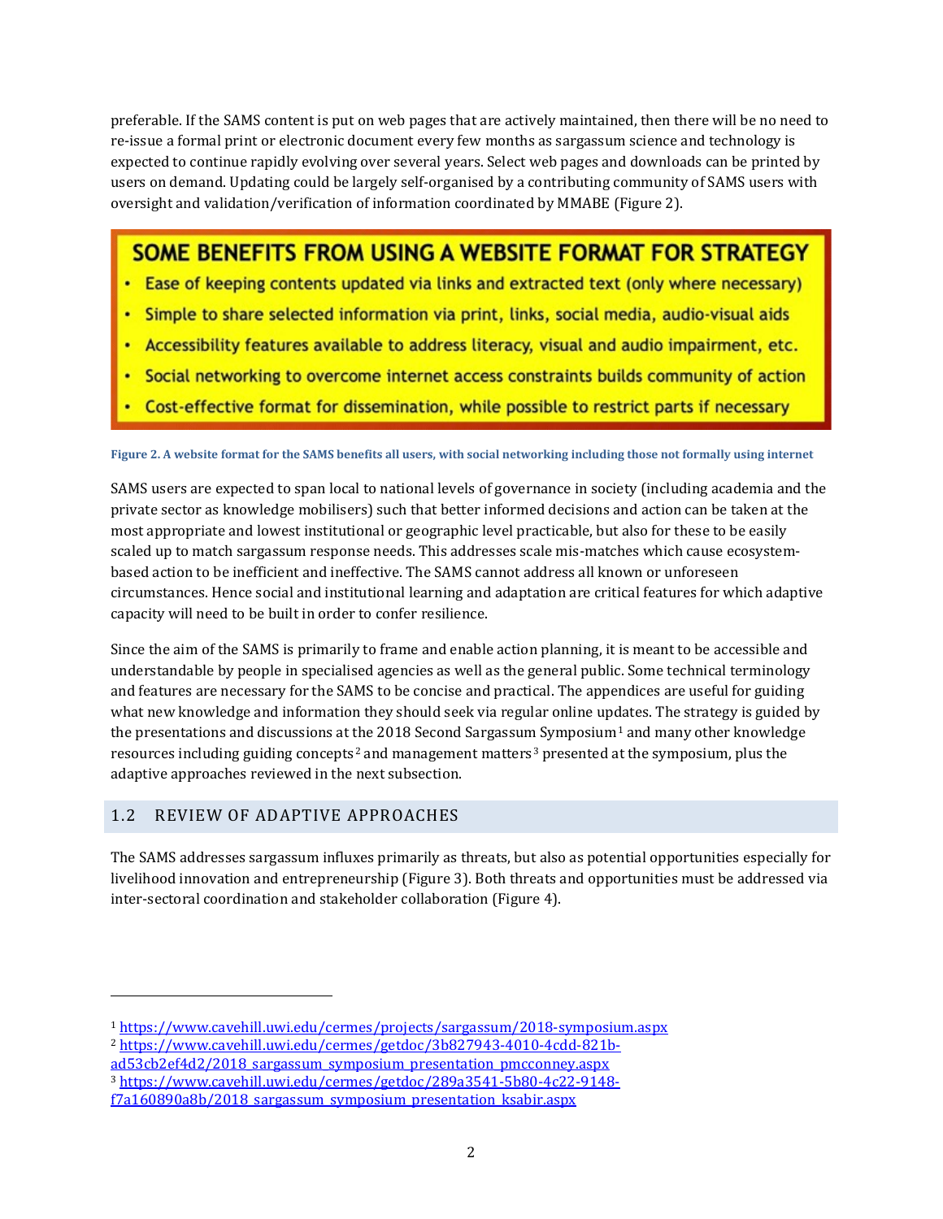preferable. If the SAMS content is put on web pages that are actively maintained, then there will be no need to re-issue a formal print or electronic document every few months as sargassum science and technology is expected to continue rapidly evolving over several years. Select web pages and downloads can be printed by users on demand. Updating could be largely self-organised by a contributing community of SAMS users with oversight and validation/verification of information coordinated by MMABE (Figure 2).

**SOME BENEFITS FROM USING A WEBSITE FORMAT FOR STRATEGY**

- Ease of keeping contents updated via links and extracted text (only where necessary)
- Simple to share selected information via print, links, social media, audio-visual aids
- Accessibility features available to address literacy, visual and audio impairment, etc.
- Social networking to overcome internet access constraints builds community of action
- Cost-effective format for dissemination, while possible to restrict parts if necessary

**Figure 2. A website format for the SAMS benefits all users, with social networking including those not formally using internet**

SAMS users are expected to span local to national levels of governance in society (including academia and the private sector as knowledge mobilisers) such that better informed decisions and action can be taken at the most appropriate and lowest institutional or geographic level practicable, but also for these to be easily scaled up to match sargassum response needs. This addresses scale mis-matches which cause ecosystem-based action to be inefficient and ineffective. The SAMS cannot address all known or unforeseen circumstances. Hence social and institutional learning and adaptation are critical features for which adaptive capacity will need to be built in order to confer resilience.

Since the aim of the SAMS is primarily to frame and enable action planning, it is meant to be accessible and understandable by people in specialised agencies as well as the general public. Some technical terminology and features are necessary for the SAMS to be concise and practical. The appendices are useful for guiding what new knowledge and information they should seek via regular online updates. The strategy is guided by the presentations and discussions at the 2018 Second Sargassum Symposium[1] and many other knowledge resources including guiding concepts[2] and management matters[3] presented at the symposium, plus the adaptive approaches reviewed in the next subsection.

## 1.2 REVIEW OF ADAPTIVE APPROACHES

The SAMS addresses sargassum influxes primarily as threats, but also as potential opportunities especially for livelihood innovation and entrepreneurship (Figure 3). Both threats and opportunities must be addressed via inter-sectoral coordination and stakeholder collaboration (Figure 4).

---

[1] https://www.cavehill.uwi.edu/cermes/projects/sargassum/2018-symposium.aspx

[2] https://www.cavehill.uwi.edu/cermes/getdoc/3b827943-4010-4cdd-821b-ad53cb2ef4d2/2018_sargassum_symposium_presentation_pmcconney.aspx

[3] https://www.cavehill.uwi.edu/cermes/getdoc/289a3541-5b80-4c22-9148-f7a160890a8b/2018_sargassum_symposium_presentation_ksabir.aspx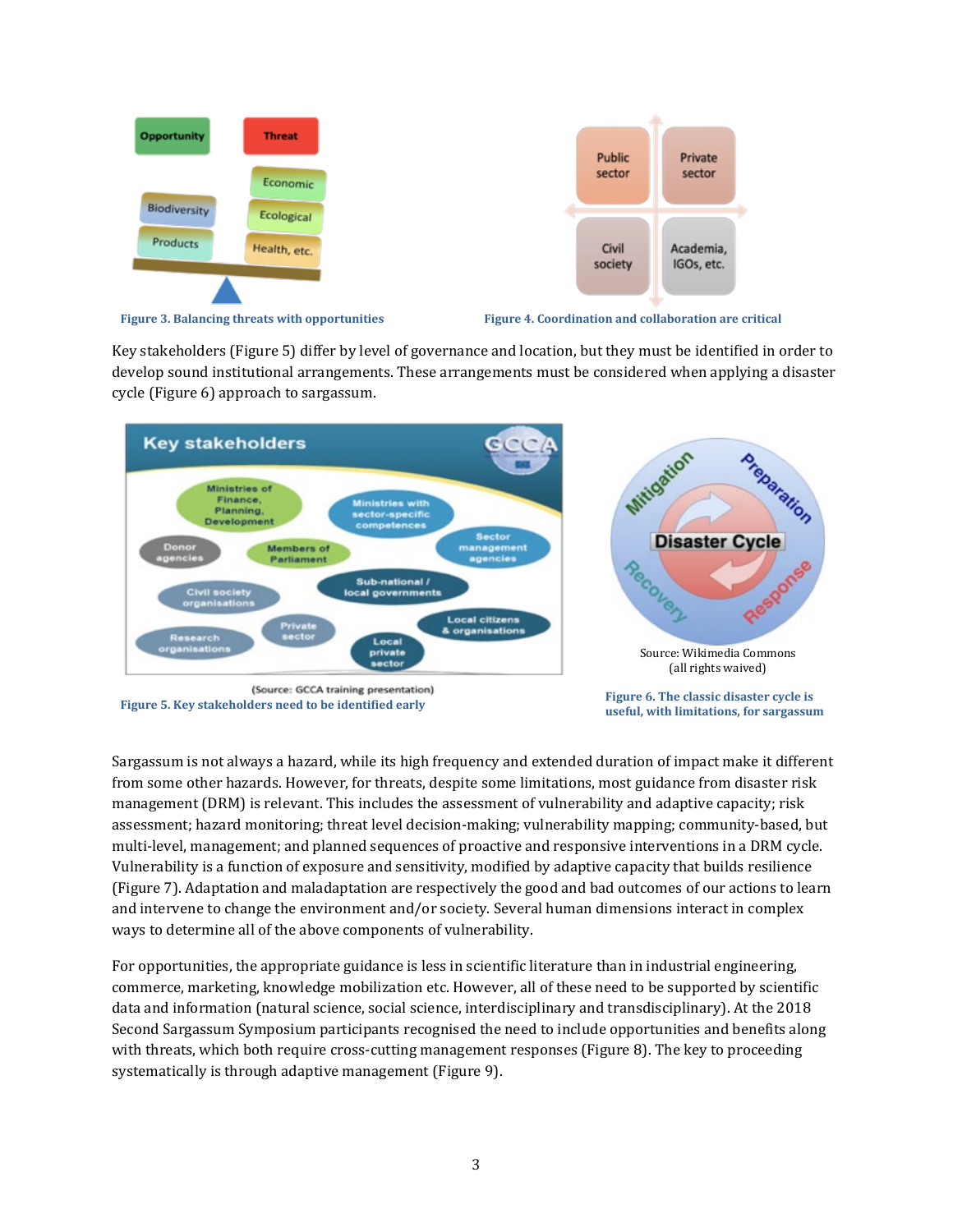Figure 3. Balancing threats with opportunities

Figure 4. Coordination and collaboration are critical

Key stakeholders (Figure 5) differ by level of governance and location, but they must be identified in order to develop sound institutional arrangements. These arrangements must be considered when applying a disaster cycle (Figure 6) approach to sargassum.

(Source: GCCA training presentation)

Figure 5. Key stakeholders need to be identified early

Source: Wikimedia Commons (all rights waived)

Figure 6. The classic disaster cycle is useful, with limitations, for sargassum

Sargassum is not always a hazard, while its high frequency and extended duration of impact make it different from some other hazards. However, for threats, despite some limitations, most guidance from disaster risk management (DRM) is relevant. This includes the assessment of vulnerability and adaptive capacity; risk assessment; hazard monitoring; threat level decision-making; vulnerability mapping; community-based, but multi-level, management; and planned sequences of proactive and responsive interventions in a DRM cycle. Vulnerability is a function of exposure and sensitivity, modified by adaptive capacity that builds resilience (Figure 7). Adaptation and maladaptation are respectively the good and bad outcomes of our actions to learn and intervene to change the environment and/or society. Several human dimensions interact in complex ways to determine all of the above components of vulnerability.

For opportunities, the appropriate guidance is less in scientific literature than in industrial engineering, commerce, marketing, knowledge mobilization etc. However, all of these need to be supported by scientific data and information (natural science, social science, interdisciplinary and transdisciplinary). At the 2018 Second Sargassum Symposium participants recognised the need to include opportunities and benefits along with threats, which both require cross-cutting management responses (Figure 8). The key to proceeding systematically is through adaptive management (Figure 9).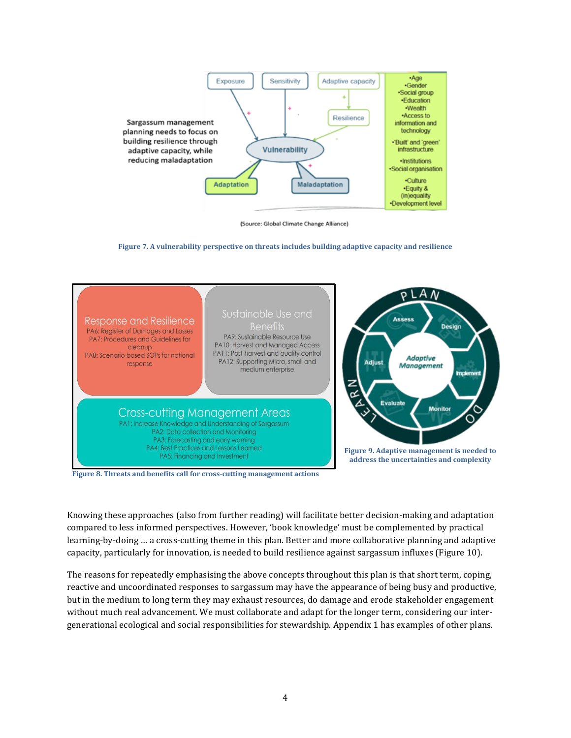Sargassum management planning needs to focus on building resilience through adaptive capacity, while reducing maladaptation

(Source: Global Climate Change Alliance)

**Figure 7. A vulnerability perspective on threats includes building adaptive capacity and resilience**

**Response and Resilience**
PA6: Register of Damages and Losses
PA7: Procedures and Guidelines for cleanup
PA8: Scenario-based SOPs for national response

**Sustainable Use and Benefits**
PA9: Sustainable Resource Use
PA10: Harvest and Managed Access
PA11: Post-harvest and quality control
PA12: Supporting Micro, small and medium enterprise

**Cross-cutting Management Areas**
PA1: Increase Knowledge and Understanding of Sargassum
PA2: Data collection and Monitoring
PA3: Forecasting and early warning
PA4: Best Practices and Lessons Learned
PA5: Financing and Investment

**Figure 8. Threats and benefits call for cross-cutting management actions**

**Figure 9. Adaptive management is needed to address the uncertainties and complexity**

Knowing these approaches (also from further reading) will facilitate better decision-making and adaptation compared to less informed perspectives. However, 'book knowledge' must be complemented by practical learning-by-doing … a cross-cutting theme in this plan. Better and more collaborative planning and adaptive capacity, particularly for innovation, is needed to build resilience against sargassum influxes (Figure 10).

The reasons for repeatedly emphasising the above concepts throughout this plan is that short term, coping, reactive and uncoordinated responses to sargassum may have the appearance of being busy and productive, but in the medium to long term they may exhaust resources, do damage and erode stakeholder engagement without much real advancement. We must collaborate and adapt for the longer term, considering our inter-generational ecological and social responsibilities for stewardship. Appendix 1 has examples of other plans.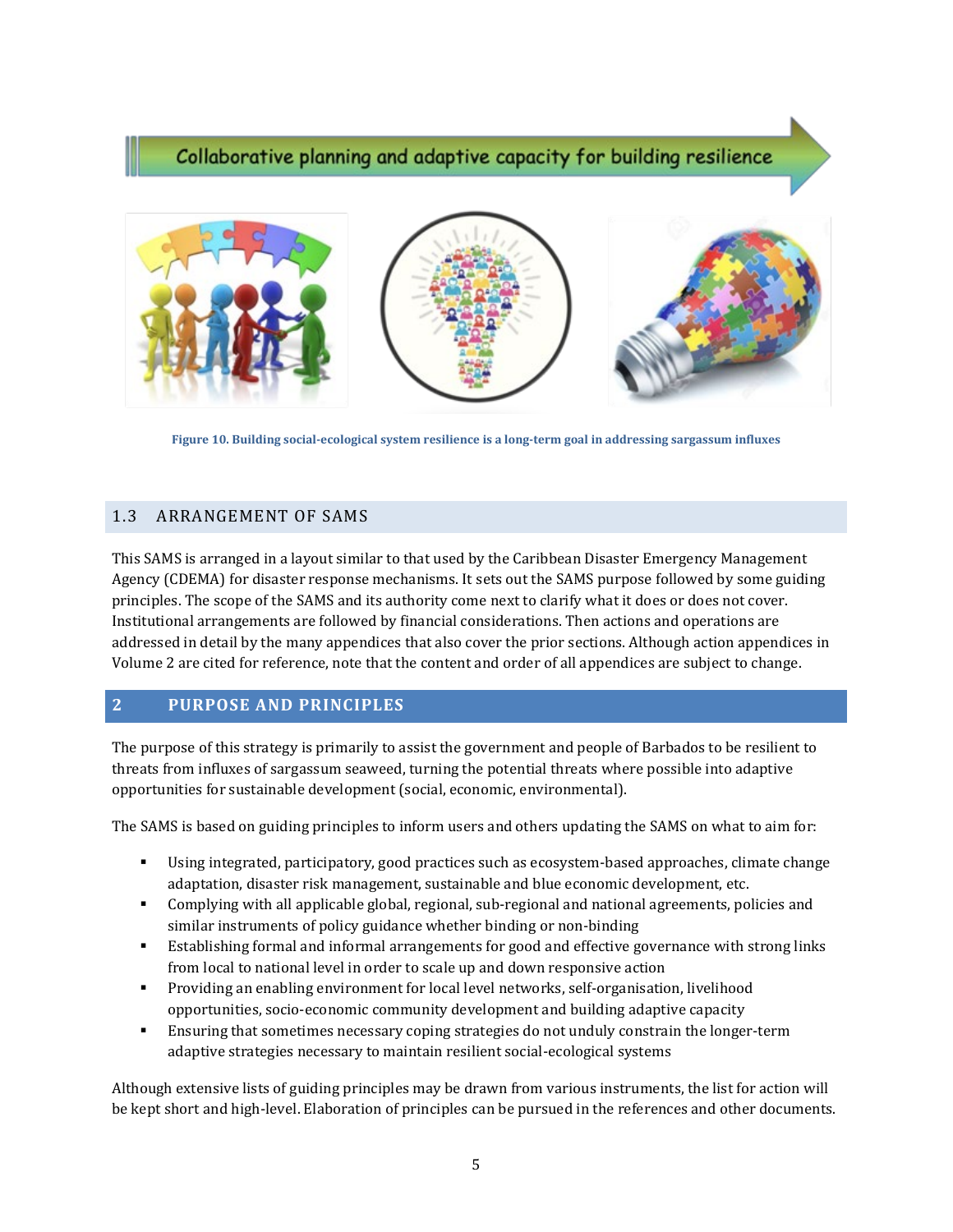Collaborative planning and adaptive capacity for building resilience

**Figure 10. Building social-ecological system resilience is a long-term goal in addressing sargassum influxes**

## 1.3 ARRANGEMENT OF SAMS

This SAMS is arranged in a layout similar to that used by the Caribbean Disaster Emergency Management Agency (CDEMA) for disaster response mechanisms. It sets out the SAMS purpose followed by some guiding principles. The scope of the SAMS and its authority come next to clarify what it does or does not cover. Institutional arrangements are followed by financial considerations. Then actions and operations are addressed in detail by the many appendices that also cover the prior sections. Although action appendices in Volume 2 are cited for reference, note that the content and order of all appendices are subject to change.

# 2 PURPOSE AND PRINCIPLES

The purpose of this strategy is primarily to assist the government and people of Barbados to be resilient to threats from influxes of sargassum seaweed, turning the potential threats where possible into adaptive opportunities for sustainable development (social, economic, environmental).

The SAMS is based on guiding principles to inform users and others updating the SAMS on what to aim for:

- Using integrated, participatory, good practices such as ecosystem-based approaches, climate change adaptation, disaster risk management, sustainable and blue economic development, etc.
- Complying with all applicable global, regional, sub-regional and national agreements, policies and similar instruments of policy guidance whether binding or non-binding
- Establishing formal and informal arrangements for good and effective governance with strong links from local to national level in order to scale up and down responsive action
- Providing an enabling environment for local level networks, self-organisation, livelihood opportunities, socio-economic community development and building adaptive capacity
- Ensuring that sometimes necessary coping strategies do not unduly constrain the longer-term adaptive strategies necessary to maintain resilient social-ecological systems

Although extensive lists of guiding principles may be drawn from various instruments, the list for action will be kept short and high-level. Elaboration of principles can be pursued in the references and other documents.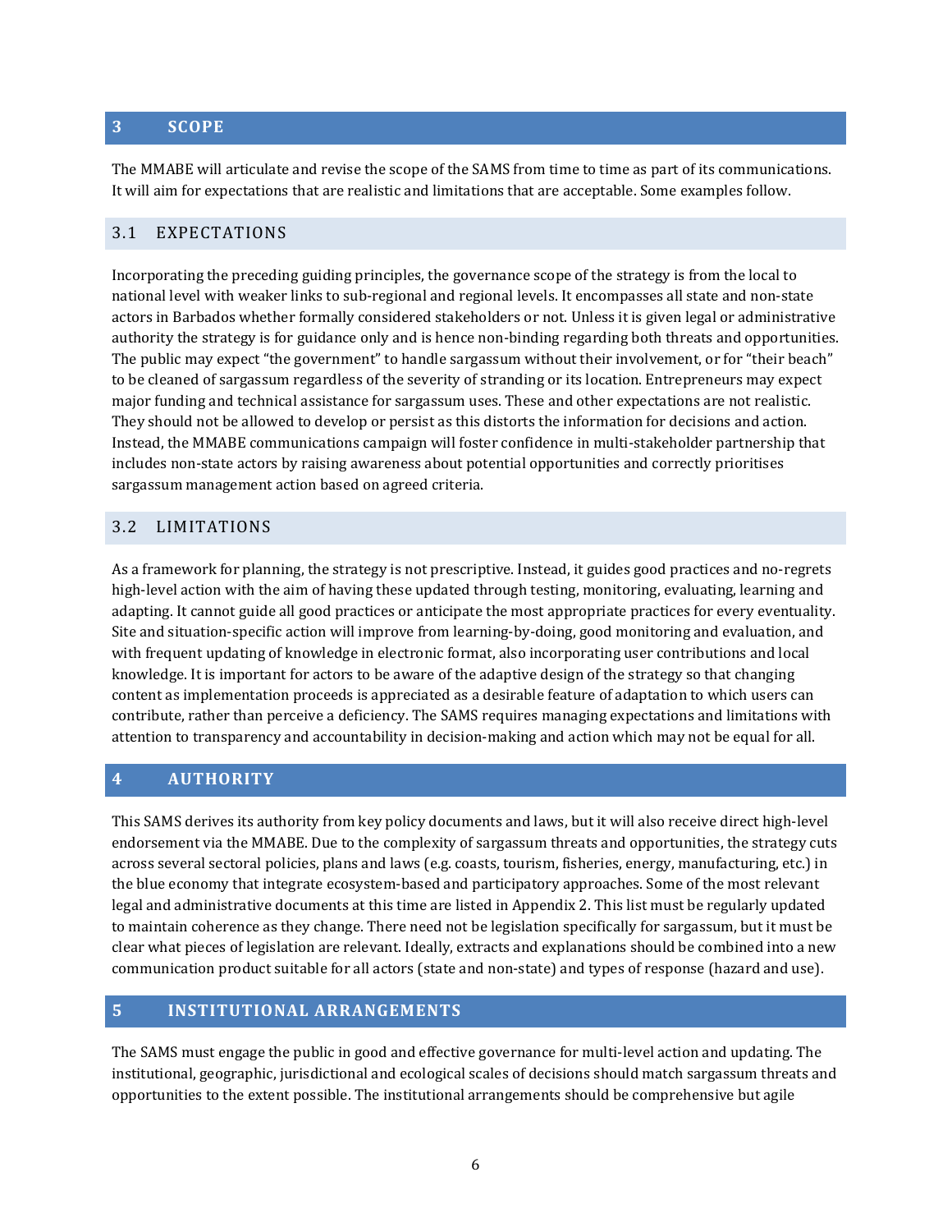# 3 SCOPE

The MMABE will articulate and revise the scope of the SAMS from time to time as part of its communications. It will aim for expectations that are realistic and limitations that are acceptable. Some examples follow.

## 3.1 EXPECTATIONS

Incorporating the preceding guiding principles, the governance scope of the strategy is from the local to national level with weaker links to sub-regional and regional levels. It encompasses all state and non-state actors in Barbados whether formally considered stakeholders or not. Unless it is given legal or administrative authority the strategy is for guidance only and is hence non-binding regarding both threats and opportunities. The public may expect "the government" to handle sargassum without their involvement, or for "their beach" to be cleaned of sargassum regardless of the severity of stranding or its location. Entrepreneurs may expect major funding and technical assistance for sargassum uses. These and other expectations are not realistic. They should not be allowed to develop or persist as this distorts the information for decisions and action. Instead, the MMABE communications campaign will foster confidence in multi-stakeholder partnership that includes non-state actors by raising awareness about potential opportunities and correctly prioritises sargassum management action based on agreed criteria.

## 3.2 LIMITATIONS

As a framework for planning, the strategy is not prescriptive. Instead, it guides good practices and no-regrets high-level action with the aim of having these updated through testing, monitoring, evaluating, learning and adapting. It cannot guide all good practices or anticipate the most appropriate practices for every eventuality. Site and situation-specific action will improve from learning-by-doing, good monitoring and evaluation, and with frequent updating of knowledge in electronic format, also incorporating user contributions and local knowledge. It is important for actors to be aware of the adaptive design of the strategy so that changing content as implementation proceeds is appreciated as a desirable feature of adaptation to which users can contribute, rather than perceive a deficiency. The SAMS requires managing expectations and limitations with attention to transparency and accountability in decision-making and action which may not be equal for all.

# 4 AUTHORITY

This SAMS derives its authority from key policy documents and laws, but it will also receive direct high-level endorsement via the MMABE. Due to the complexity of sargassum threats and opportunities, the strategy cuts across several sectoral policies, plans and laws (e.g. coasts, tourism, fisheries, energy, manufacturing, etc.) in the blue economy that integrate ecosystem-based and participatory approaches. Some of the most relevant legal and administrative documents at this time are listed in Appendix 2. This list must be regularly updated to maintain coherence as they change. There need not be legislation specifically for sargassum, but it must be clear what pieces of legislation are relevant. Ideally, extracts and explanations should be combined into a new communication product suitable for all actors (state and non-state) and types of response (hazard and use).

# 5 INSTITUTIONAL ARRANGEMENTS

The SAMS must engage the public in good and effective governance for multi-level action and updating. The institutional, geographic, jurisdictional and ecological scales of decisions should match sargassum threats and opportunities to the extent possible. The institutional arrangements should be comprehensive but agile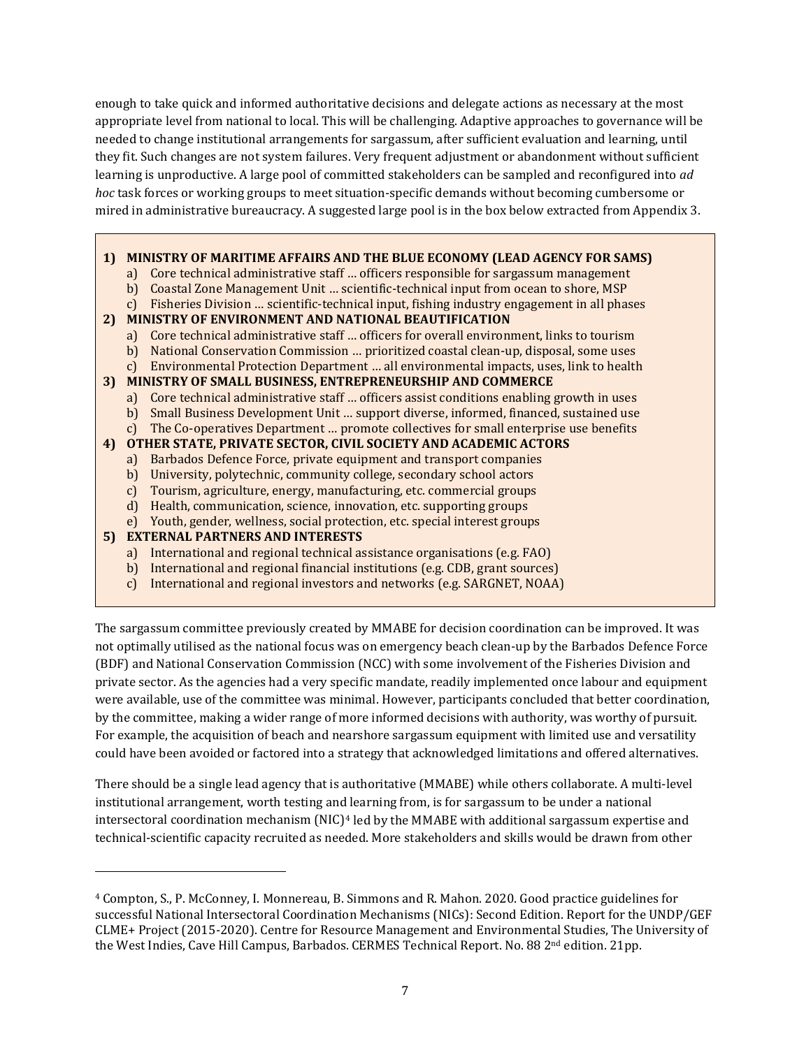enough to take quick and informed authoritative decisions and delegate actions as necessary at the most appropriate level from national to local. This will be challenging. Adaptive approaches to governance will be needed to change institutional arrangements for sargassum, after sufficient evaluation and learning, until they fit. Such changes are not system failures. Very frequent adjustment or abandonment without sufficient learning is unproductive. A large pool of committed stakeholders can be sampled and reconfigured into *ad hoc* task forces or working groups to meet situation-specific demands without becoming cumbersome or mired in administrative bureaucracy. A suggested large pool is in the box below extracted from Appendix 3.

1) **MINISTRY OF MARITIME AFFAIRS AND THE BLUE ECONOMY (LEAD AGENCY FOR SAMS)**
   a) Core technical administrative staff … officers responsible for sargassum management
   b) Coastal Zone Management Unit … scientific-technical input from ocean to shore, MSP
   c) Fisheries Division … scientific-technical input, fishing industry engagement in all phases
2) **MINISTRY OF ENVIRONMENT AND NATIONAL BEAUTIFICATION**
   a) Core technical administrative staff … officers for overall environment, links to tourism
   b) National Conservation Commission … prioritized coastal clean-up, disposal, some uses
   c) Environmental Protection Department … all environmental impacts, uses, link to health
3) **MINISTRY OF SMALL BUSINESS, ENTREPRENEURSHIP AND COMMERCE**
   a) Core technical administrative staff … officers assist conditions enabling growth in uses
   b) Small Business Development Unit … support diverse, informed, financed, sustained use
   c) The Co-operatives Department … promote collectives for small enterprise use benefits
4) **OTHER STATE, PRIVATE SECTOR, CIVIL SOCIETY AND ACADEMIC ACTORS**
   a) Barbados Defence Force, private equipment and transport companies
   b) University, polytechnic, community college, secondary school actors
   c) Tourism, agriculture, energy, manufacturing, etc. commercial groups
   d) Health, communication, science, innovation, etc. supporting groups
   e) Youth, gender, wellness, social protection, etc. special interest groups
5) **EXTERNAL PARTNERS AND INTERESTS**
   a) International and regional technical assistance organisations (e.g. FAO)
   b) International and regional financial institutions (e.g. CDB, grant sources)
   c) International and regional investors and networks (e.g. SARGNET, NOAA)

The sargassum committee previously created by MMABE for decision coordination can be improved. It was not optimally utilised as the national focus was on emergency beach clean-up by the Barbados Defence Force (BDF) and National Conservation Commission (NCC) with some involvement of the Fisheries Division and private sector. As the agencies had a very specific mandate, readily implemented once labour and equipment were available, use of the committee was minimal. However, participants concluded that better coordination, by the committee, making a wider range of more informed decisions with authority, was worthy of pursuit. For example, the acquisition of beach and nearshore sargassum equipment with limited use and versatility could have been avoided or factored into a strategy that acknowledged limitations and offered alternatives.

There should be a single lead agency that is authoritative (MMABE) while others collaborate. A multi-level institutional arrangement, worth testing and learning from, is for sargassum to be under a national intersectoral coordination mechanism (NIC)[4] led by the MMABE with additional sargassum expertise and technical-scientific capacity recruited as needed. More stakeholders and skills would be drawn from other

[4] Compton, S., P. McConney, I. Monnereau, B. Simmons and R. Mahon. 2020. Good practice guidelines for successful National Intersectoral Coordination Mechanisms (NICs): Second Edition. Report for the UNDP/GEF CLME+ Project (2015-2020). Centre for Resource Management and Environmental Studies, The University of the West Indies, Cave Hill Campus, Barbados. CERMES Technical Report. No. 88 2nd edition. 21pp.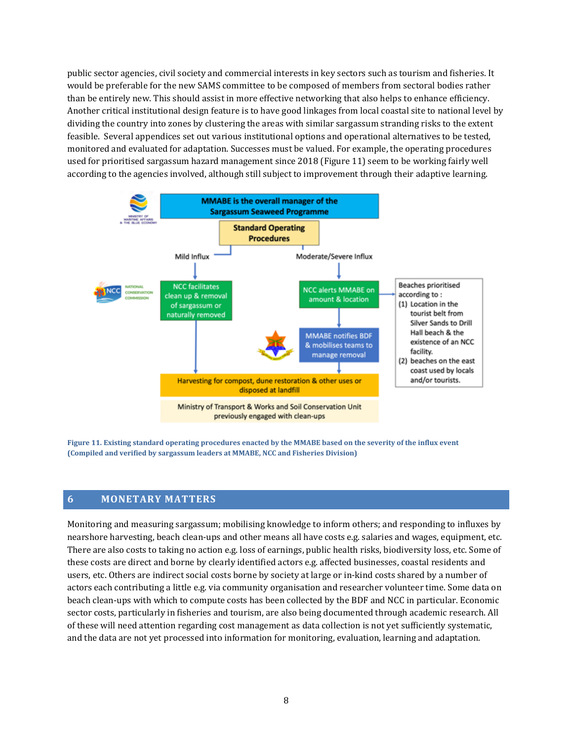public sector agencies, civil society and commercial interests in key sectors such as tourism and fisheries. It would be preferable for the new SAMS committee to be composed of members from sectoral bodies rather than be entirely new. This should assist in more effective networking that also helps to enhance efficiency. Another critical institutional design feature is to have good linkages from local coastal site to national level by dividing the country into zones by clustering the areas with similar sargassum stranding risks to the extent feasible. Several appendices set out various institutional options and operational alternatives to be tested, monitored and evaluated for adaptation. Successes must be valued. For example, the operating procedures used for prioritised sargassum hazard management since 2018 (Figure 11) seem to be working fairly well according to the agencies involved, although still subject to improvement through their adaptive learning.

MMABE is the overall manager of the Sargassum Seaweed Programme

Standard Operating Procedures

Mild Influx

- NCC facilitates clean up & removal of sargassum or naturally removed

Moderate/Severe Influx

- NCC alerts MMABE on amount & location
- MMABE notifies BDF & mobilises teams to manage removal

Beaches prioritised according to :
(1) Location in the tourist belt from Silver Sands to Drill Hall beach & the existence of an NCC facility.
(2) beaches on the east coast used by locals and/or tourists.

Harvesting for compost, dune restoration & other uses or disposed at landfill

Ministry of Transport & Works and Soil Conservation Unit previously engaged with clean-ups

**Figure 11. Existing standard operating procedures enacted by the MMABE based on the severity of the influx event (Compiled and verified by sargassum leaders at MMABE, NCC and Fisheries Division)**

## 6 MONETARY MATTERS

Monitoring and measuring sargassum; mobilising knowledge to inform others; and responding to influxes by nearshore harvesting, beach clean-ups and other means all have costs e.g. salaries and wages, equipment, etc. There are also costs to taking no action e.g. loss of earnings, public health risks, biodiversity loss, etc. Some of these costs are direct and borne by clearly identified actors e.g. affected businesses, coastal residents and users, etc. Others are indirect social costs borne by society at large or in-kind costs shared by a number of actors each contributing a little e.g. via community organisation and researcher volunteer time. Some data on beach clean-ups with which to compute costs has been collected by the BDF and NCC in particular. Economic sector costs, particularly in fisheries and tourism, are also being documented through academic research. All of these will need attention regarding cost management as data collection is not yet sufficiently systematic, and the data are not yet processed into information for monitoring, evaluation, learning and adaptation.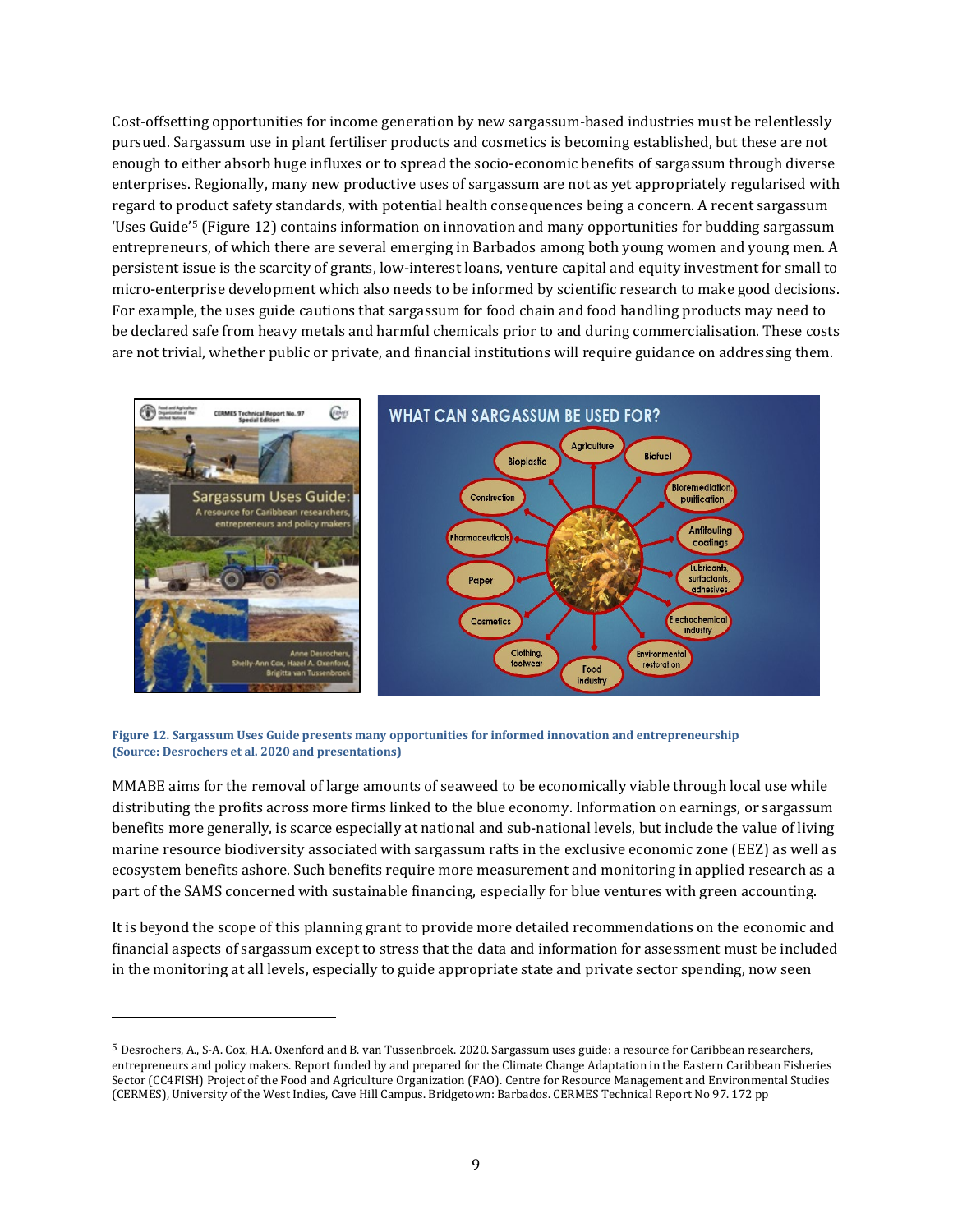Cost-offsetting opportunities for income generation by new sargassum-based industries must be relentlessly pursued. Sargassum use in plant fertiliser products and cosmetics is becoming established, but these are not enough to either absorb huge influxes or to spread the socio-economic benefits of sargassum through diverse enterprises. Regionally, many new productive uses of sargassum are not as yet appropriately regularised with regard to product safety standards, with potential health consequences being a concern. A recent sargassum 'Uses Guide'[5] (Figure 12) contains information on innovation and many opportunities for budding sargassum entrepreneurs, of which there are several emerging in Barbados among both young women and young men. A persistent issue is the scarcity of grants, low-interest loans, venture capital and equity investment for small to micro-enterprise development which also needs to be informed by scientific research to make good decisions. For example, the uses guide cautions that sargassum for food chain and food handling products may need to be declared safe from heavy metals and harmful chemicals prior to and during commercialisation. These costs are not trivial, whether public or private, and financial institutions will require guidance on addressing them.

**Figure 12. Sargassum Uses Guide presents many opportunities for informed innovation and entrepreneurship (Source: Desrochers et al. 2020 and presentations)**

MMABE aims for the removal of large amounts of seaweed to be economically viable through local use while distributing the profits across more firms linked to the blue economy. Information on earnings, or sargassum benefits more generally, is scarce especially at national and sub-national levels, but include the value of living marine resource biodiversity associated with sargassum rafts in the exclusive economic zone (EEZ) as well as ecosystem benefits ashore. Such benefits require more measurement and monitoring in applied research as a part of the SAMS concerned with sustainable financing, especially for blue ventures with green accounting.

It is beyond the scope of this planning grant to provide more detailed recommendations on the economic and financial aspects of sargassum except to stress that the data and information for assessment must be included in the monitoring at all levels, especially to guide appropriate state and private sector spending, now seen

[5] Desrochers, A., S-A. Cox, H.A. Oxenford and B. van Tussenbroek. 2020. Sargassum uses guide: a resource for Caribbean researchers, entrepreneurs and policy makers. Report funded by and prepared for the Climate Change Adaptation in the Eastern Caribbean Fisheries Sector (CC4FISH) Project of the Food and Agriculture Organization (FAO). Centre for Resource Management and Environmental Studies (CERMES), University of the West Indies, Cave Hill Campus. Bridgetown: Barbados. CERMES Technical Report No 97. 172 pp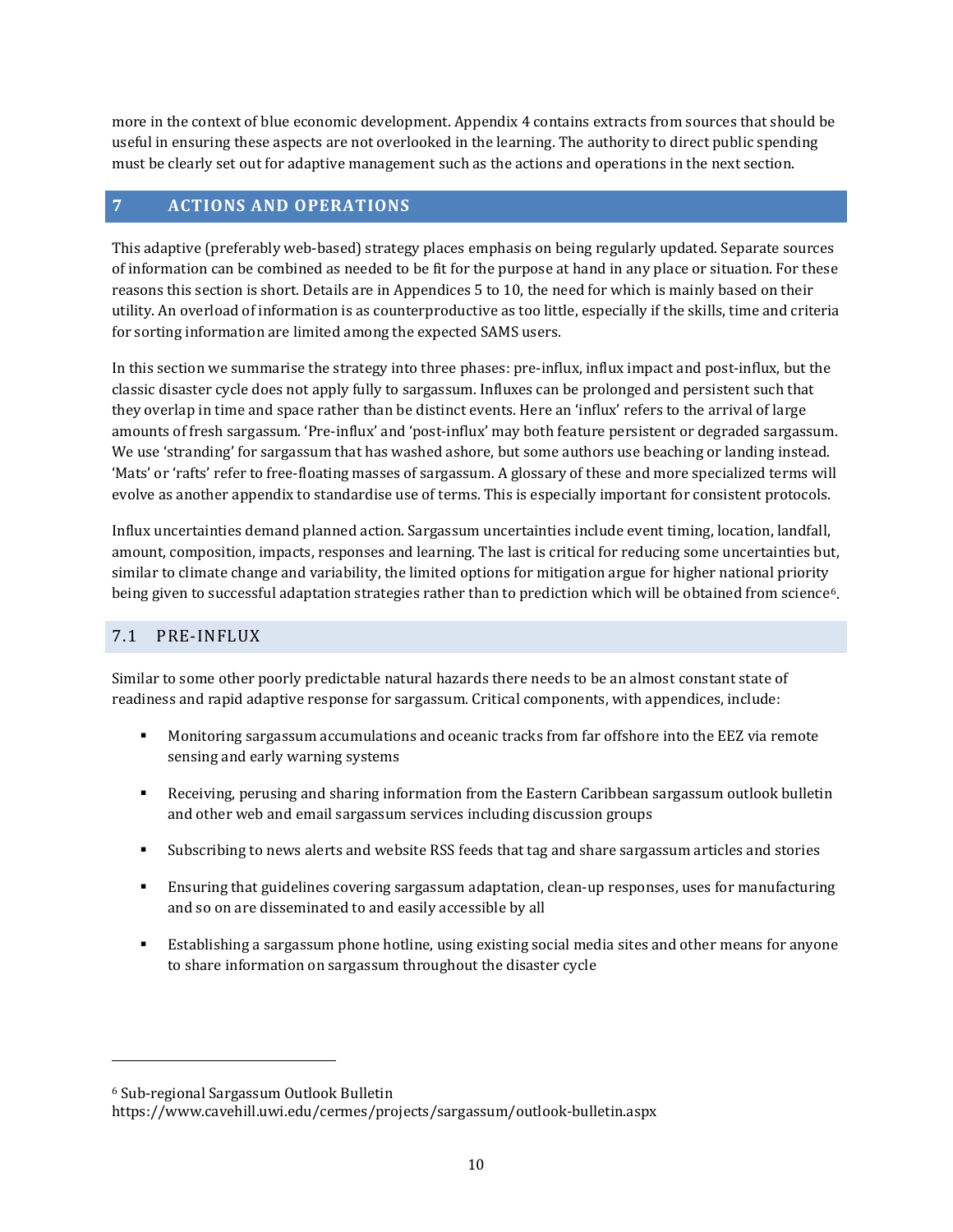more in the context of blue economic development. Appendix 4 contains extracts from sources that should be useful in ensuring these aspects are not overlooked in the learning. The authority to direct public spending must be clearly set out for adaptive management such as the actions and operations in the next section.

# 7 ACTIONS AND OPERATIONS

This adaptive (preferably web-based) strategy places emphasis on being regularly updated. Separate sources of information can be combined as needed to be fit for the purpose at hand in any place or situation. For these reasons this section is short. Details are in Appendices 5 to 10, the need for which is mainly based on their utility. An overload of information is as counterproductive as too little, especially if the skills, time and criteria for sorting information are limited among the expected SAMS users.

In this section we summarise the strategy into three phases: pre-influx, influx impact and post-influx, but the classic disaster cycle does not apply fully to sargassum. Influxes can be prolonged and persistent such that they overlap in time and space rather than be distinct events. Here an 'influx' refers to the arrival of large amounts of fresh sargassum. 'Pre-influx' and 'post-influx' may both feature persistent or degraded sargassum. We use 'stranding' for sargassum that has washed ashore, but some authors use beaching or landing instead. 'Mats' or 'rafts' refer to free-floating masses of sargassum. A glossary of these and more specialized terms will evolve as another appendix to standardise use of terms. This is especially important for consistent protocols.

Influx uncertainties demand planned action. Sargassum uncertainties include event timing, location, landfall, amount, composition, impacts, responses and learning. The last is critical for reducing some uncertainties but, similar to climate change and variability, the limited options for mitigation argue for higher national priority being given to successful adaptation strategies rather than to prediction which will be obtained from science[6].

## 7.1 PRE-INFLUX

Similar to some other poorly predictable natural hazards there needs to be an almost constant state of readiness and rapid adaptive response for sargassum. Critical components, with appendices, include:

- Monitoring sargassum accumulations and oceanic tracks from far offshore into the EEZ via remote sensing and early warning systems
- Receiving, perusing and sharing information from the Eastern Caribbean sargassum outlook bulletin and other web and email sargassum services including discussion groups
- Subscribing to news alerts and website RSS feeds that tag and share sargassum articles and stories
- Ensuring that guidelines covering sargassum adaptation, clean-up responses, uses for manufacturing and so on are disseminated to and easily accessible by all
- Establishing a sargassum phone hotline, using existing social media sites and other means for anyone to share information on sargassum throughout the disaster cycle

---

[6] Sub-regional Sargassum Outlook Bulletin https://www.cavehill.uwi.edu/cermes/projects/sargassum/outlook-bulletin.aspx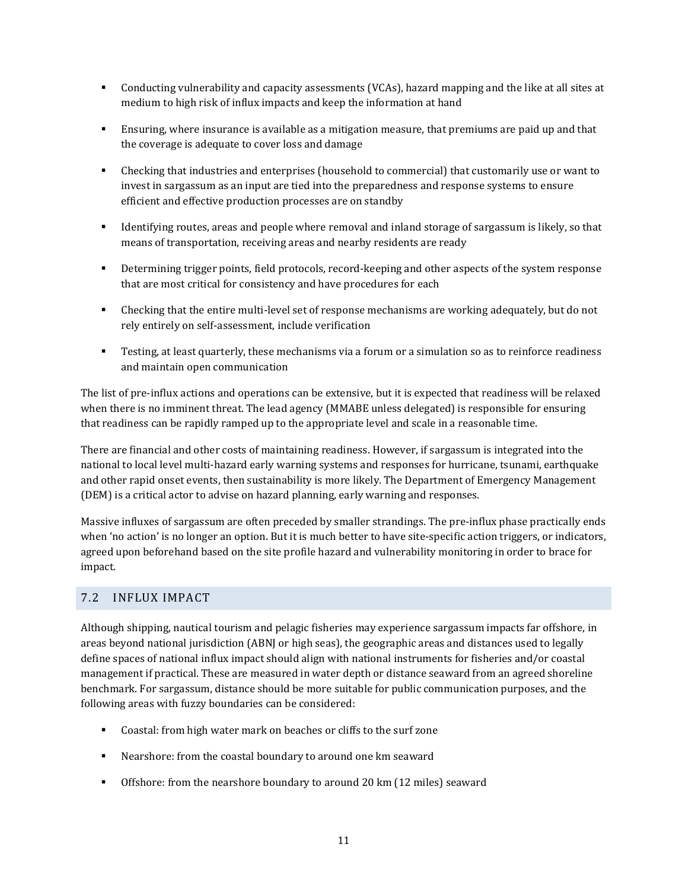- Conducting vulnerability and capacity assessments (VCAs), hazard mapping and the like at all sites at medium to high risk of influx impacts and keep the information at hand
- Ensuring, where insurance is available as a mitigation measure, that premiums are paid up and that the coverage is adequate to cover loss and damage
- Checking that industries and enterprises (household to commercial) that customarily use or want to invest in sargassum as an input are tied into the preparedness and response systems to ensure efficient and effective production processes are on standby
- Identifying routes, areas and people where removal and inland storage of sargassum is likely, so that means of transportation, receiving areas and nearby residents are ready
- Determining trigger points, field protocols, record-keeping and other aspects of the system response that are most critical for consistency and have procedures for each
- Checking that the entire multi-level set of response mechanisms are working adequately, but do not rely entirely on self-assessment, include verification
- Testing, at least quarterly, these mechanisms via a forum or a simulation so as to reinforce readiness and maintain open communication

The list of pre-influx actions and operations can be extensive, but it is expected that readiness will be relaxed when there is no imminent threat. The lead agency (MMABE unless delegated) is responsible for ensuring that readiness can be rapidly ramped up to the appropriate level and scale in a reasonable time.

There are financial and other costs of maintaining readiness. However, if sargassum is integrated into the national to local level multi-hazard early warning systems and responses for hurricane, tsunami, earthquake and other rapid onset events, then sustainability is more likely. The Department of Emergency Management (DEM) is a critical actor to advise on hazard planning, early warning and responses.

Massive influxes of sargassum are often preceded by smaller strandings. The pre-influx phase practically ends when 'no action' is no longer an option. But it is much better to have site-specific action triggers, or indicators, agreed upon beforehand based on the site profile hazard and vulnerability monitoring in order to brace for impact.

## 7.2 INFLUX IMPACT

Although shipping, nautical tourism and pelagic fisheries may experience sargassum impacts far offshore, in areas beyond national jurisdiction (ABNJ or high seas), the geographic areas and distances used to legally define spaces of national influx impact should align with national instruments for fisheries and/or coastal management if practical. These are measured in water depth or distance seaward from an agreed shoreline benchmark. For sargassum, distance should be more suitable for public communication purposes, and the following areas with fuzzy boundaries can be considered:

- Coastal: from high water mark on beaches or cliffs to the surf zone
- Nearshore: from the coastal boundary to around one km seaward
- Offshore: from the nearshore boundary to around 20 km (12 miles) seaward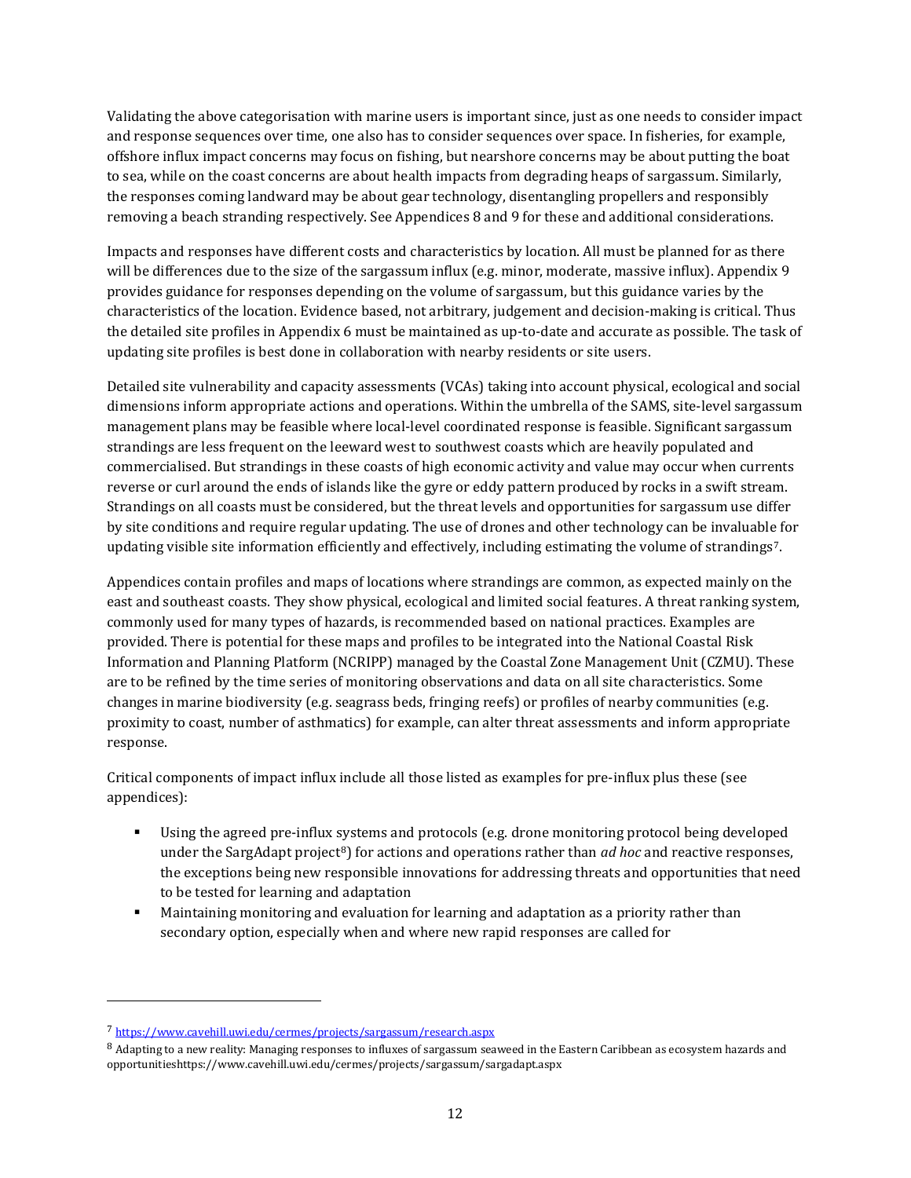Validating the above categorisation with marine users is important since, just as one needs to consider impact and response sequences over time, one also has to consider sequences over space. In fisheries, for example, offshore influx impact concerns may focus on fishing, but nearshore concerns may be about putting the boat to sea, while on the coast concerns are about health impacts from degrading heaps of sargassum. Similarly, the responses coming landward may be about gear technology, disentangling propellers and responsibly removing a beach stranding respectively. See Appendices 8 and 9 for these and additional considerations.

Impacts and responses have different costs and characteristics by location. All must be planned for as there will be differences due to the size of the sargassum influx (e.g. minor, moderate, massive influx). Appendix 9 provides guidance for responses depending on the volume of sargassum, but this guidance varies by the characteristics of the location. Evidence based, not arbitrary, judgement and decision-making is critical. Thus the detailed site profiles in Appendix 6 must be maintained as up-to-date and accurate as possible. The task of updating site profiles is best done in collaboration with nearby residents or site users.

Detailed site vulnerability and capacity assessments (VCAs) taking into account physical, ecological and social dimensions inform appropriate actions and operations. Within the umbrella of the SAMS, site-level sargassum management plans may be feasible where local-level coordinated response is feasible. Significant sargassum strandings are less frequent on the leeward west to southwest coasts which are heavily populated and commercialised. But strandings in these coasts of high economic activity and value may occur when currents reverse or curl around the ends of islands like the gyre or eddy pattern produced by rocks in a swift stream. Strandings on all coasts must be considered, but the threat levels and opportunities for sargassum use differ by site conditions and require regular updating. The use of drones and other technology can be invaluable for updating visible site information efficiently and effectively, including estimating the volume of strandings[7].

Appendices contain profiles and maps of locations where strandings are common, as expected mainly on the east and southeast coasts. They show physical, ecological and limited social features. A threat ranking system, commonly used for many types of hazards, is recommended based on national practices. Examples are provided. There is potential for these maps and profiles to be integrated into the National Coastal Risk Information and Planning Platform (NCRIPP) managed by the Coastal Zone Management Unit (CZMU). These are to be refined by the time series of monitoring observations and data on all site characteristics. Some changes in marine biodiversity (e.g. seagrass beds, fringing reefs) or profiles of nearby communities (e.g. proximity to coast, number of asthmatics) for example, can alter threat assessments and inform appropriate response.

Critical components of impact influx include all those listed as examples for pre-influx plus these (see appendices):

- Using the agreed pre-influx systems and protocols (e.g. drone monitoring protocol being developed under the SargAdapt project[8]) for actions and operations rather than *ad hoc* and reactive responses, the exceptions being new responsible innovations for addressing threats and opportunities that need to be tested for learning and adaptation
- Maintaining monitoring and evaluation for learning and adaptation as a priority rather than secondary option, especially when and where new rapid responses are called for

---

[7] https://www.cavehill.uwi.edu/cermes/projects/sargassum/research.aspx

[8] Adapting to a new reality: Managing responses to influxes of sargassum seaweed in the Eastern Caribbean as ecosystem hazards and opportunitieshttps://www.cavehill.uwi.edu/cermes/projects/sargassum/sargadapt.aspx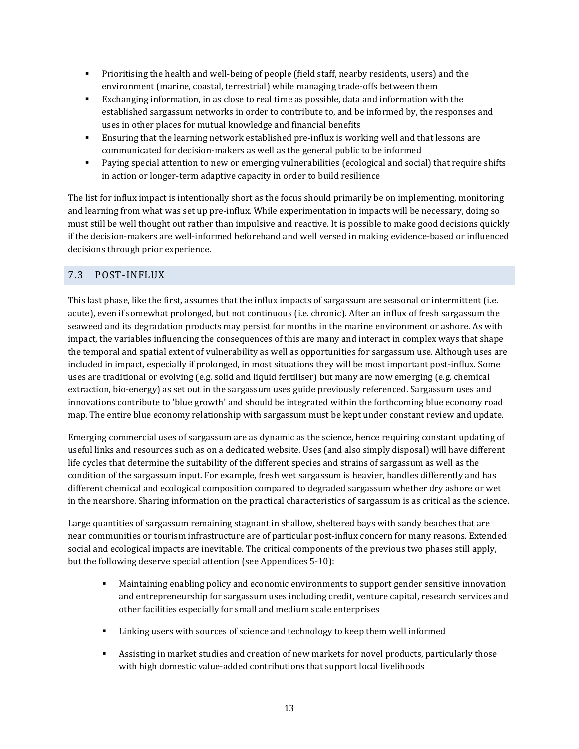- Prioritising the health and well-being of people (field staff, nearby residents, users) and the environment (marine, coastal, terrestrial) while managing trade-offs between them
- Exchanging information, in as close to real time as possible, data and information with the established sargassum networks in order to contribute to, and be informed by, the responses and uses in other places for mutual knowledge and financial benefits
- Ensuring that the learning network established pre-influx is working well and that lessons are communicated for decision-makers as well as the general public to be informed
- Paying special attention to new or emerging vulnerabilities (ecological and social) that require shifts in action or longer-term adaptive capacity in order to build resilience

The list for influx impact is intentionally short as the focus should primarily be on implementing, monitoring and learning from what was set up pre-influx. While experimentation in impacts will be necessary, doing so must still be well thought out rather than impulsive and reactive. It is possible to make good decisions quickly if the decision-makers are well-informed beforehand and well versed in making evidence-based or influenced decisions through prior experience.

## 7.3 POST-INFLUX

This last phase, like the first, assumes that the influx impacts of sargassum are seasonal or intermittent (i.e. acute), even if somewhat prolonged, but not continuous (i.e. chronic). After an influx of fresh sargassum the seaweed and its degradation products may persist for months in the marine environment or ashore. As with impact, the variables influencing the consequences of this are many and interact in complex ways that shape the temporal and spatial extent of vulnerability as well as opportunities for sargassum use. Although uses are included in impact, especially if prolonged, in most situations they will be most important post-influx. Some uses are traditional or evolving (e.g. solid and liquid fertiliser) but many are now emerging (e.g. chemical extraction, bio-energy) as set out in the sargassum uses guide previously referenced. Sargassum uses and innovations contribute to 'blue growth' and should be integrated within the forthcoming blue economy road map. The entire blue economy relationship with sargassum must be kept under constant review and update.

Emerging commercial uses of sargassum are as dynamic as the science, hence requiring constant updating of useful links and resources such as on a dedicated website. Uses (and also simply disposal) will have different life cycles that determine the suitability of the different species and strains of sargassum as well as the condition of the sargassum input. For example, fresh wet sargassum is heavier, handles differently and has different chemical and ecological composition compared to degraded sargassum whether dry ashore or wet in the nearshore. Sharing information on the practical characteristics of sargassum is as critical as the science.

Large quantities of sargassum remaining stagnant in shallow, sheltered bays with sandy beaches that are near communities or tourism infrastructure are of particular post-influx concern for many reasons. Extended social and ecological impacts are inevitable. The critical components of the previous two phases still apply, but the following deserve special attention (see Appendices 5-10):

- Maintaining enabling policy and economic environments to support gender sensitive innovation and entrepreneurship for sargassum uses including credit, venture capital, research services and other facilities especially for small and medium scale enterprises

- Linking users with sources of science and technology to keep them well informed

- Assisting in market studies and creation of new markets for novel products, particularly those with high domestic value-added contributions that support local livelihoods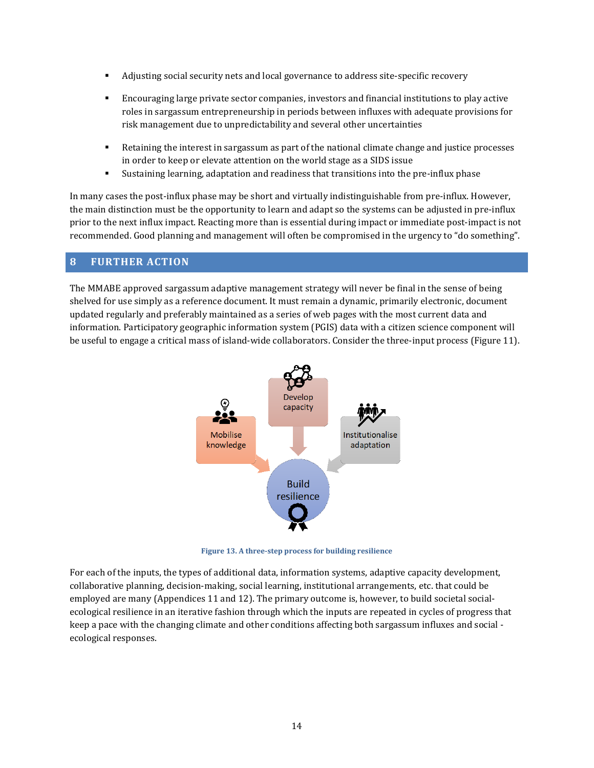- Adjusting social security nets and local governance to address site-specific recovery
- Encouraging large private sector companies, investors and financial institutions to play active roles in sargassum entrepreneurship in periods between influxes with adequate provisions for risk management due to unpredictability and several other uncertainties
- Retaining the interest in sargassum as part of the national climate change and justice processes in order to keep or elevate attention on the world stage as a SIDS issue
- Sustaining learning, adaptation and readiness that transitions into the pre-influx phase

In many cases the post-influx phase may be short and virtually indistinguishable from pre-influx. However, the main distinction must be the opportunity to learn and adapt so the systems can be adjusted in pre-influx prior to the next influx impact. Reacting more than is essential during impact or immediate post-impact is not recommended. Good planning and management will often be compromised in the urgency to "do something".

# 8 FURTHER ACTION

The MMABE approved sargassum adaptive management strategy will never be final in the sense of being shelved for use simply as a reference document. It must remain a dynamic, primarily electronic, document updated regularly and preferably maintained as a series of web pages with the most current data and information. Participatory geographic information system (PGIS) data with a citizen science component will be useful to engage a critical mass of island-wide collaborators. Consider the three-input process (Figure 11).

Mobilise knowledge

Develop capacity

Institutionalise adaptation

Build resilience

**Figure 13. A three-step process for building resilience**

For each of the inputs, the types of additional data, information systems, adaptive capacity development, collaborative planning, decision-making, social learning, institutional arrangements, etc. that could be employed are many (Appendices 11 and 12). The primary outcome is, however, to build societal social-ecological resilience in an iterative fashion through which the inputs are repeated in cycles of progress that keep a pace with the changing climate and other conditions affecting both sargassum influxes and social - ecological responses.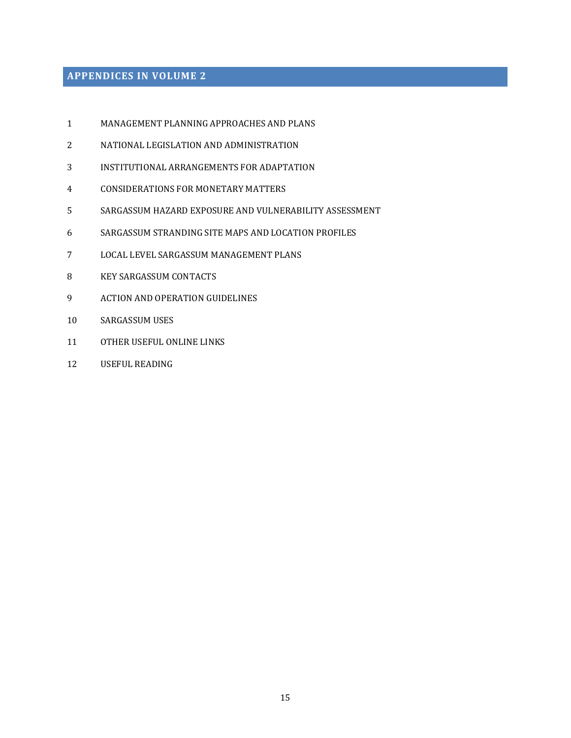## APPENDICES IN VOLUME 2

1. MANAGEMENT PLANNING APPROACHES AND PLANS
2. NATIONAL LEGISLATION AND ADMINISTRATION
3. INSTITUTIONAL ARRANGEMENTS FOR ADAPTATION
4. CONSIDERATIONS FOR MONETARY MATTERS
5. SARGASSUM HAZARD EXPOSURE AND VULNERABILITY ASSESSMENT
6. SARGASSUM STRANDING SITE MAPS AND LOCATION PROFILES
7. LOCAL LEVEL SARGASSUM MANAGEMENT PLANS
8. KEY SARGASSUM CONTACTS
9. ACTION AND OPERATION GUIDELINES
10. SARGASSUM USES
11. OTHER USEFUL ONLINE LINKS
12. USEFUL READING